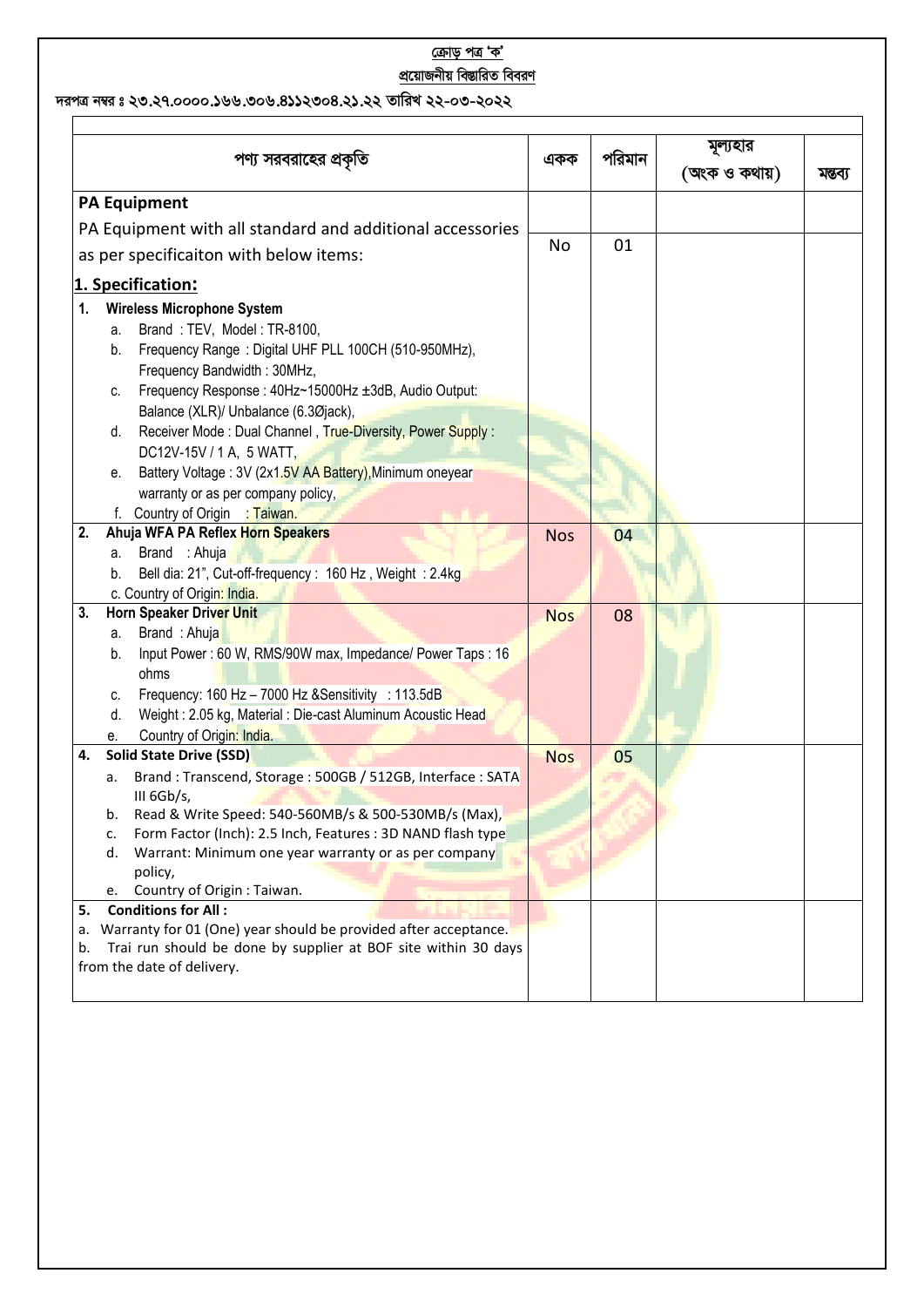ক্রোড় পত্র 'ক'

প্রয়োজনীয় বিস্তারিত বিবরণ

দরপত্র নম্বর ঃ ২৩.২৭.০০০০.১৬৬.৩০৬.৪১১২৩০৪.২১.২২ তারিখ ২২-০৩-২০২২

| পণ্য সরবরাহের প্রকৃতি | একক | পরিমান | মূল্যহার (অংক ও কথায়) | মন্তব্য |
|---|---|---|---|---|
| **PA Equipment**<br>PA Equipment with all standard and additional accessories as per specificaiton with below items:<br>**1. Specification:**<br>**1. Wireless Microphone System**<br>a. Brand : TEV, Model : TR-8100,<br>b. Frequency Range : Digital UHF PLL 100CH (510-950MHz), Frequency Bandwidth : 30MHz,<br>c. Frequency Response : 40Hz~15000Hz ±3dB, Audio Output: Balance (XLR)/ Unbalance (6.3Øjack),<br>d. Receiver Mode : Dual Channel , True-Diversity, Power Supply : DC12V-15V / 1 A, 5 WATT,<br>e. Battery Voltage : 3V (2x1.5V AA Battery),Minimum oneyear warranty or as per company policy,<br>f. Country of Origin : Taiwan. | No | 01 | | |
| **2. Ahuja WFA PA Reflex Horn Speakers**<br>a. Brand : Ahuja<br>b. Bell dia: 21", Cut-off-frequency : 160 Hz , Weight : 2.4kg<br>c. Country of Origin: India. | Nos | 04 | | |
| **3. Horn Speaker Driver Unit**<br>a. Brand : Ahuja<br>b. Input Power : 60 W, RMS/90W max, Impedance/ Power Taps : 16 ohms<br>c. Frequency: 160 Hz – 7000 Hz &Sensitivity : 113.5dB<br>d. Weight : 2.05 kg, Material : Die-cast Aluminum Acoustic Head<br>e. Country of Origin: India. | Nos | 08 | | |
| **4. Solid State Drive (SSD)**<br>a. Brand : Transcend, Storage : 500GB / 512GB, Interface : SATA III 6Gb/s,<br>b. Read & Write Speed: 540-560MB/s & 500-530MB/s (Max),<br>c. Form Factor (Inch): 2.5 Inch, Features : 3D NAND flash type<br>d. Warrant: Minimum one year warranty or as per company policy,<br>e. Country of Origin : Taiwan. | Nos | 05 | | |
| **5. Conditions for All :**<br>a. Warranty for 01 (One) year should be provided after acceptance.<br>b. Trai run should be done by supplier at BOF site within 30 days from the date of delivery. | | | | |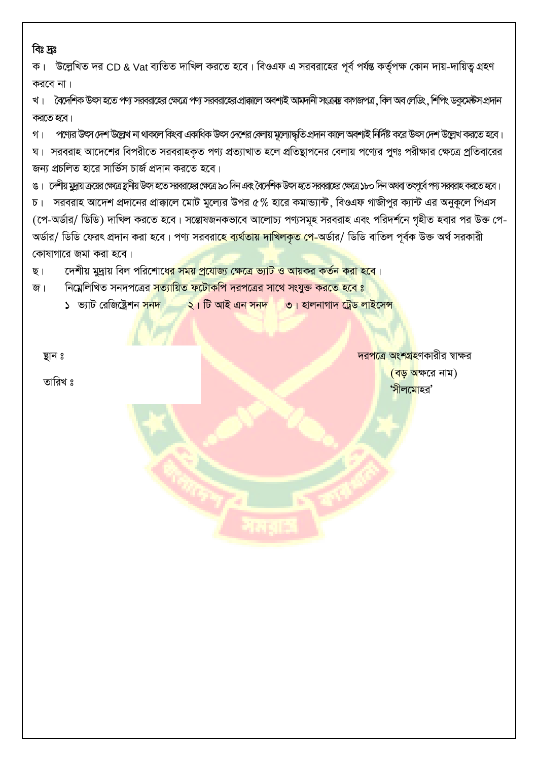**বিঃ দ্রঃ**

ক। উল্লেখিত দর CD & Vat ব্যতিত দাখিল করতে হবে। বিওএফ এ সরবরাহের পূর্ব পর্যন্ত কর্তৃপক্ষ কোন দায়-দায়িত্ব গ্রহণ করবে না।

খ। বৈদেশিক উৎস হতে পণ্য সরবরাহের ক্ষেত্রে পণ্য সরবরাহের প্রাক্কালে অবশ্যই আমদানী সংক্রান্ত কাগজপত্র, বিল অব লেডিং, শিপিং ডকুমেন্টস প্রদান করতে হবে।

গ। পণ্যের উৎস দেশ উল্লেখ না থাকলে কিংবা একাধিক উৎস দেশের বেলায় মূল্যোদ্ধৃতি প্রদান কালে অবশ্যই নির্দিষ্ট করে উৎস দেশ উল্লেখ করতে হবে।

ঘ। সরবরাহ আদেশের বিপরীতে সরবরাহকৃত পণ্য প্রত্যাখাত হলে প্রতিস্থাপনের বেলায় পণ্যের পুণঃ পরীক্ষার ক্ষেত্রে প্রতিবারের জন্য প্রচলিত হারে সার্ভিস চার্জ প্রদান করতে হবে।

ঙ। দেশীয় মুদ্রায় ক্রয়ের ক্ষেত্রে স্থানীয় উৎস হতে সরবরাহের ক্ষেত্রে ৯০ দিন এবং বৈদেশিক উৎস হতে সরবরাহের ক্ষেত্রে ১৮০ দিন অথবা তৎপূর্বে পণ্য সরবরাহ করতে হবে।

চ। সরবরাহ আদেশ প্রদানের প্রাক্কালে মোট মুল্যের উপর ৫% হারে কমান্ড্যান্ট, বিওএফ গাজীপুর ক্যান্ট এর অনুকূলে পিএস (পে-অর্ডার/ ডিডি) দাখিল করতে হবে। সন্তোষজনকভাবে আলোচ্য পণ্যসমূহ সরবরাহ এবং পরিদর্শনে গৃহীত হবার পর উক্ত পে-অর্ডার/ ডিডি ফেরৎ প্রদান করা হবে। পণ্য সরবরাহে ব্যর্থতায় দাখিলকৃত পে-অর্ডার/ ডিডি বাতিল পূর্বক উক্ত অর্থ সরকারী কোষাগারে জমা করা হবে।

ছ। দেশীয় মুদ্রায় বিল পরিশোধের সময় প্রযোজ্য ক্ষেত্রে ভ্যাট ও আয়কর কর্তন করা হবে।

জ। নিম্নেলিখিত সনদপত্রের সত্যায়িত ফটোকপি দরপত্রের সাথে সংযুক্ত করতে হবে ঃ

১ ভ্যাট রেজিষ্ট্রেশন সনদ ২। টি আই এন সনদ ৩। হালনাগাদ ট্রেড লাইসেন্স

স্থান ঃ

তারিখ ঃ

দরপত্রে অংশগ্রহণকারীর স্বাক্ষর

(বড় অক্ষরে নাম)

'সীলমোহর'